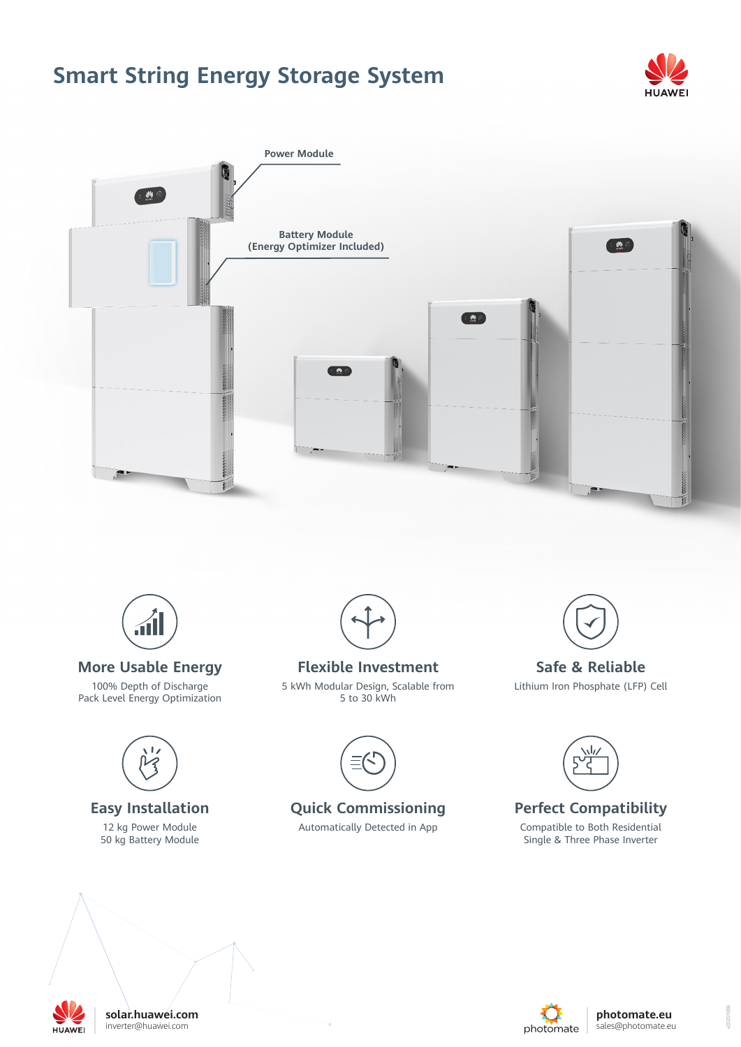# Smart String Energy Storage System

Power Module

Battery Module
(Energy Optimizer Included)

### More Usable Energy

100% Depth of Discharge
Pack Level Energy Optimization

### Flexible Investment

5 kWh Modular Design, Scalable from
5 to 30 kWh

### Safe & Reliable

Lithium Iron Phosphate (LFP) Cell

### Easy Installation

12 kg Power Module
50 kg Battery Module

### Quick Commissioning

Automatically Detected in App

### Perfect Compatibility

Compatible to Both Residential
Single & Three Phase Inverter

**solar.huawei.com**
inverter@huawei.com

**photomate.eu**
sales@photomate.eu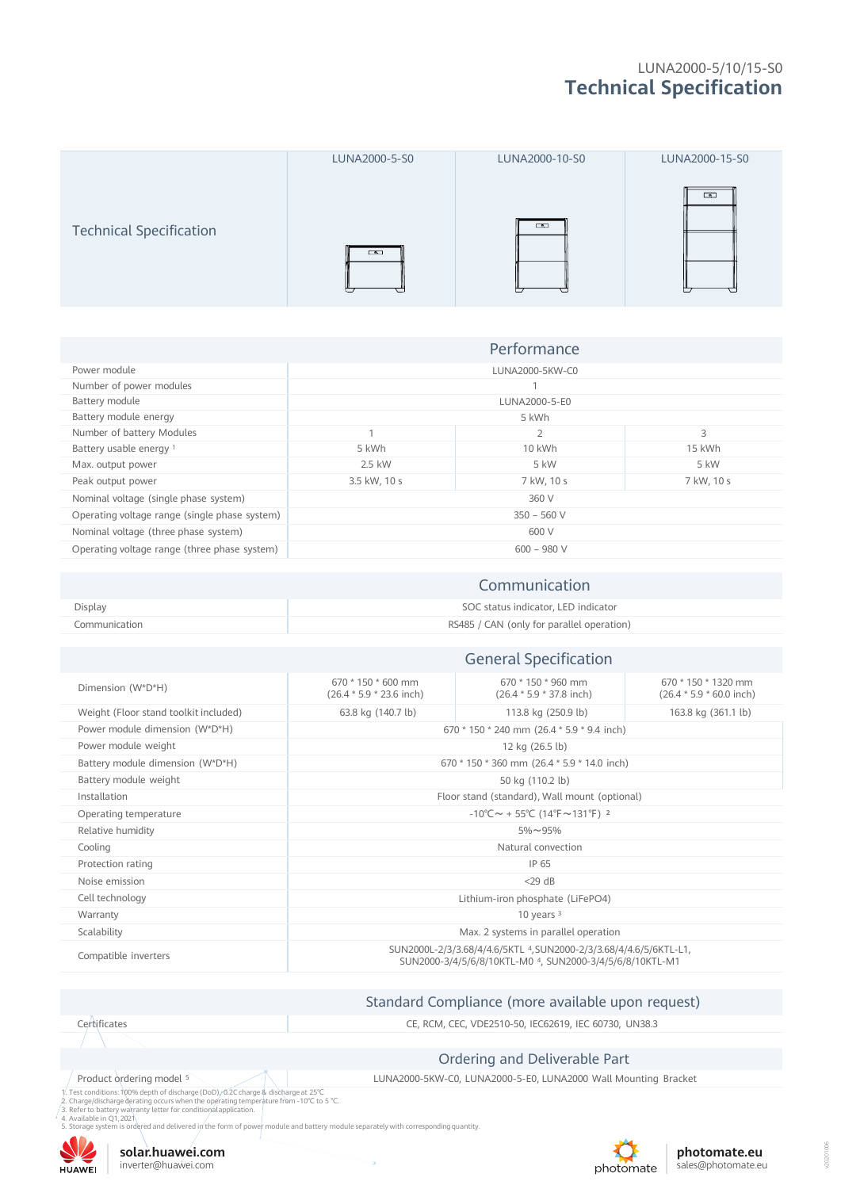LUNA2000-5/10/15-S0

# Technical Specification

| Technical Specification | LUNA2000-5-S0 | LUNA2000-10-S0 | LUNA2000-15-S0 |
|---|---|---|---|
| **Performance** | | | |
| Power module | LUNA2000-5KW-C0 | | |
| Number of power modules | 1 | | |
| Battery module | LUNA2000-5-E0 | | |
| Battery module energy | 5 kWh | | |
| Number of battery Modules | 1 | 2 | 3 |
| Battery usable energy [1] | 5 kWh | 10 kWh | 15 kWh |
| Max. output power | 2.5 kW | 5 kW | 5 kW |
| Peak output power | 3.5 kW, 10 s | 7 kW, 10 s | 7 kW, 10 s |
| Nominal voltage (single phase system) | 360 V | | |
| Operating voltage range (single phase system) | 350 – 560 V | | |
| Nominal voltage (three phase system) | 600 V | | |
| Operating voltage range (three phase system) | 600 – 980 V | | |
| **Communication** | | | |
| Display | SOC status indicator, LED indicator | | |
| Communication | RS485 / CAN (only for parallel operation) | | |
| **General Specification** | | | |
| Dimension (W*D*H) | 670 * 150 * 600 mm (26.4 * 5.9 * 23.6 inch) | 670 * 150 * 960 mm (26.4 * 5.9 * 37.8 inch) | 670 * 150 * 1320 mm (26.4 * 5.9 * 60.0 inch) |
| Weight (Floor stand toolkit included) | 63.8 kg (140.7 lb) | 113.8 kg (250.9 lb) | 163.8 kg (361.1 lb) |
| Power module dimension (W*D*H) | 670 * 150 * 240 mm (26.4 * 5.9 * 9.4 inch) | | |
| Power module weight | 12 kg (26.5 lb) | | |
| Battery module dimension (W*D*H) | 670 * 150 * 360 mm (26.4 * 5.9 * 14.0 inch) | | |
| Battery module weight | 50 kg (110.2 lb) | | |
| Installation | Floor stand (standard), Wall mount (optional) | | |
| Operating temperature | -10℃～ + 55℃ (14℉～131℉) [2] | | |
| Relative humidity | 5%～95% | | |
| Cooling | Natural convection | | |
| Protection rating | IP 65 | | |
| Noise emission | <29 dB | | |
| Cell technology | Lithium-iron phosphate ($LiFePO_4$) | | |
| Warranty | 10 years [3] | | |
| Scalability | Max. 2 systems in parallel operation | | |
| Compatible inverters | SUN2000L-2/3/3.68/4/4.6/5KTL [4], SUN2000-2/3/3.68/4/4.6/5/6KTL-L1, SUN2000-3/4/5/6/8/10KTL-M0 [4], SUN2000-3/4/5/6/8/10KTL-M1 | | |
| **Standard Compliance (more available upon request)** | | | |
| Certificates | CE, RCM, CEC, VDE2510-50, IEC62619, IEC 60730, UN38.3 | | |
| **Ordering and Deliverable Part** | | | |
| Product ordering model [5] | LUNA2000-5KW-C0, LUNA2000-5-E0, LUNA2000 Wall Mounting Bracket | | |

1. Test conditions: 100% depth of discharge (DoD), 0.2C charge & discharge at 25℃
2. Charge/discharge derating occurs when the operating temperature from -10℃ to 5 ℃.
3. Refer to battery warranty letter for conditional application.
4. Available in Q1,2021.
5. Storage system is ordered and delivered in the form of power module and battery module separately with corresponding quantity.

**solar.huawei.com**
inverter@huawei.com

**photomate.eu**
sales@photomate.eu